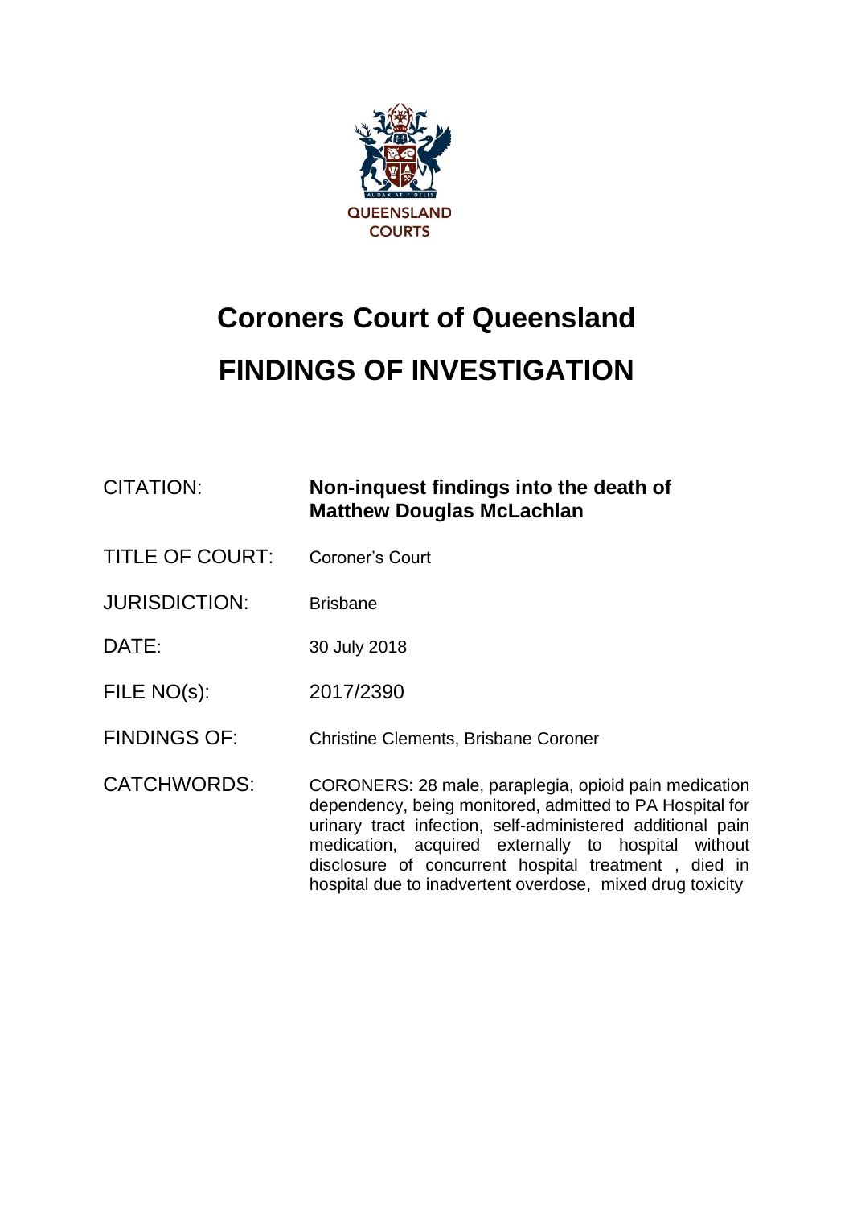QUEENSLAND COURTS

# Coroners Court of Queensland

# FINDINGS OF INVESTIGATION

| | |
|---|---|
| CITATION: | **Non-inquest findings into the death of Matthew Douglas McLachlan** |
| TITLE OF COURT: | Coroner's Court |
| JURISDICTION: | Brisbane |
| DATE: | 30 July 2018 |
| FILE NO(s): | 2017/2390 |
| FINDINGS OF: | Christine Clements, Brisbane Coroner |
| CATCHWORDS: | CORONERS: 28 male, paraplegia, opioid pain medication dependency, being monitored, admitted to PA Hospital for urinary tract infection, self-administered additional pain medication, acquired externally to hospital without disclosure of concurrent hospital treatment , died in hospital due to inadvertent overdose, mixed drug toxicity |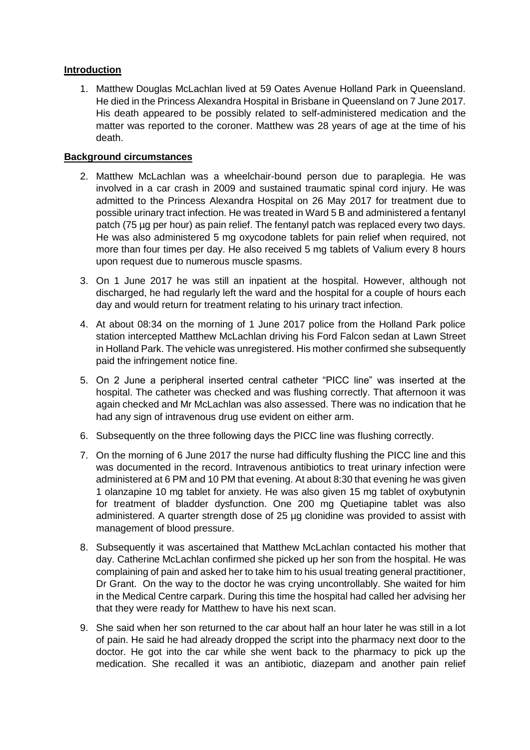## Introduction

1. Matthew Douglas McLachlan lived at 59 Oates Avenue Holland Park in Queensland. He died in the Princess Alexandra Hospital in Brisbane in Queensland on 7 June 2017. His death appeared to be possibly related to self-administered medication and the matter was reported to the coroner. Matthew was 28 years of age at the time of his death.

## Background circumstances

2. Matthew McLachlan was a wheelchair-bound person due to paraplegia. He was involved in a car crash in 2009 and sustained traumatic spinal cord injury. He was admitted to the Princess Alexandra Hospital on 26 May 2017 for treatment due to possible urinary tract infection. He was treated in Ward 5 B and administered a fentanyl patch (75 µg per hour) as pain relief. The fentanyl patch was replaced every two days. He was also administered 5 mg oxycodone tablets for pain relief when required, not more than four times per day. He also received 5 mg tablets of Valium every 8 hours upon request due to numerous muscle spasms.

3. On 1 June 2017 he was still an inpatient at the hospital. However, although not discharged, he had regularly left the ward and the hospital for a couple of hours each day and would return for treatment relating to his urinary tract infection.

4. At about 08:34 on the morning of 1 June 2017 police from the Holland Park police station intercepted Matthew McLachlan driving his Ford Falcon sedan at Lawn Street in Holland Park. The vehicle was unregistered. His mother confirmed she subsequently paid the infringement notice fine.

5. On 2 June a peripheral inserted central catheter "PICC line" was inserted at the hospital. The catheter was checked and was flushing correctly. That afternoon it was again checked and Mr McLachlan was also assessed. There was no indication that he had any sign of intravenous drug use evident on either arm.

6. Subsequently on the three following days the PICC line was flushing correctly.

7. On the morning of 6 June 2017 the nurse had difficulty flushing the PICC line and this was documented in the record. Intravenous antibiotics to treat urinary infection were administered at 6 PM and 10 PM that evening. At about 8:30 that evening he was given 1 olanzapine 10 mg tablet for anxiety. He was also given 15 mg tablet of oxybutynin for treatment of bladder dysfunction. One 200 mg Quetiapine tablet was also administered. A quarter strength dose of 25 µg clonidine was provided to assist with management of blood pressure.

8. Subsequently it was ascertained that Matthew McLachlan contacted his mother that day. Catherine McLachlan confirmed she picked up her son from the hospital. He was complaining of pain and asked her to take him to his usual treating general practitioner, Dr Grant. On the way to the doctor he was crying uncontrollably. She waited for him in the Medical Centre carpark. During this time the hospital had called her advising her that they were ready for Matthew to have his next scan.

9. She said when her son returned to the car about half an hour later he was still in a lot of pain. He said he had already dropped the script into the pharmacy next door to the doctor. He got into the car while she went back to the pharmacy to pick up the medication. She recalled it was an antibiotic, diazepam and another pain relief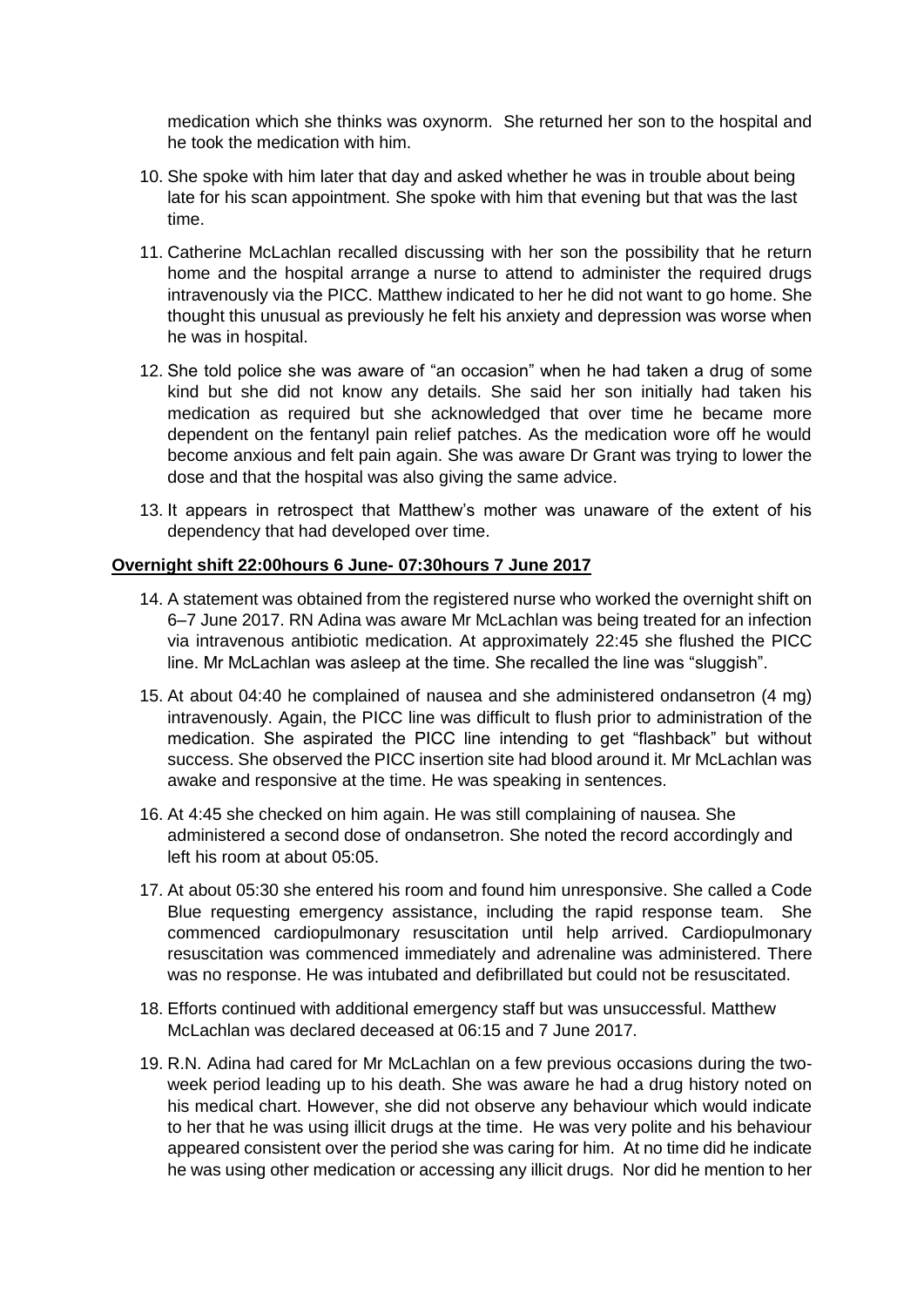medication which she thinks was oxynorm. She returned her son to the hospital and he took the medication with him.

10. She spoke with him later that day and asked whether he was in trouble about being late for his scan appointment. She spoke with him that evening but that was the last time.

11. Catherine McLachlan recalled discussing with her son the possibility that he return home and the hospital arrange a nurse to attend to administer the required drugs intravenously via the PICC. Matthew indicated to her he did not want to go home. She thought this unusual as previously he felt his anxiety and depression was worse when he was in hospital.

12. She told police she was aware of "an occasion" when he had taken a drug of some kind but she did not know any details. She said her son initially had taken his medication as required but she acknowledged that over time he became more dependent on the fentanyl pain relief patches. As the medication wore off he would become anxious and felt pain again. She was aware Dr Grant was trying to lower the dose and that the hospital was also giving the same advice.

13. It appears in retrospect that Matthew's mother was unaware of the extent of his dependency that had developed over time.

**Overnight shift 22:00hours 6 June- 07:30hours 7 June 2017**

14. A statement was obtained from the registered nurse who worked the overnight shift on 6–7 June 2017. RN Adina was aware Mr McLachlan was being treated for an infection via intravenous antibiotic medication. At approximately 22:45 she flushed the PICC line. Mr McLachlan was asleep at the time. She recalled the line was "sluggish".

15. At about 04:40 he complained of nausea and she administered ondansetron (4 mg) intravenously. Again, the PICC line was difficult to flush prior to administration of the medication. She aspirated the PICC line intending to get "flashback" but without success. She observed the PICC insertion site had blood around it. Mr McLachlan was awake and responsive at the time. He was speaking in sentences.

16. At 4:45 she checked on him again. He was still complaining of nausea. She administered a second dose of ondansetron. She noted the record accordingly and left his room at about 05:05.

17. At about 05:30 she entered his room and found him unresponsive. She called a Code Blue requesting emergency assistance, including the rapid response team. She commenced cardiopulmonary resuscitation until help arrived. Cardiopulmonary resuscitation was commenced immediately and adrenaline was administered. There was no response. He was intubated and defibrillated but could not be resuscitated.

18. Efforts continued with additional emergency staff but was unsuccessful. Matthew McLachlan was declared deceased at 06:15 and 7 June 2017.

19. R.N. Adina had cared for Mr McLachlan on a few previous occasions during the two-week period leading up to his death. She was aware he had a drug history noted on his medical chart. However, she did not observe any behaviour which would indicate to her that he was using illicit drugs at the time. He was very polite and his behaviour appeared consistent over the period she was caring for him. At no time did he indicate he was using other medication or accessing any illicit drugs. Nor did he mention to her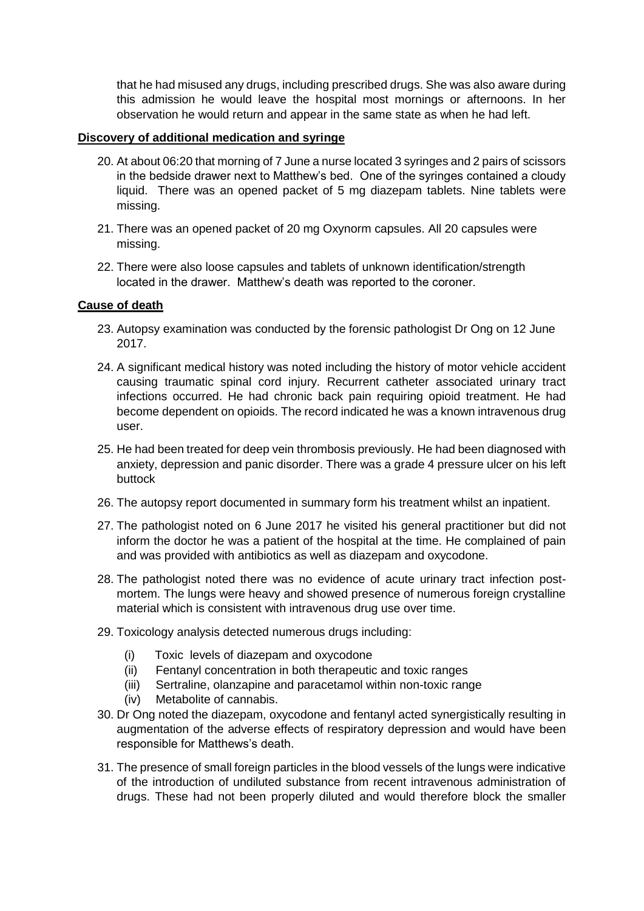that he had misused any drugs, including prescribed drugs. She was also aware during this admission he would leave the hospital most mornings or afternoons. In her observation he would return and appear in the same state as when he had left.

**Discovery of additional medication and syringe**

20. At about 06:20 that morning of 7 June a nurse located 3 syringes and 2 pairs of scissors in the bedside drawer next to Matthew's bed. One of the syringes contained a cloudy liquid. There was an opened packet of 5 mg diazepam tablets. Nine tablets were missing.

21. There was an opened packet of 20 mg Oxynorm capsules. All 20 capsules were missing.

22. There were also loose capsules and tablets of unknown identification/strength located in the drawer. Matthew's death was reported to the coroner.

**Cause of death**

23. Autopsy examination was conducted by the forensic pathologist Dr Ong on 12 June 2017.

24. A significant medical history was noted including the history of motor vehicle accident causing traumatic spinal cord injury. Recurrent catheter associated urinary tract infections occurred. He had chronic back pain requiring opioid treatment. He had become dependent on opioids. The record indicated he was a known intravenous drug user.

25. He had been treated for deep vein thrombosis previously. He had been diagnosed with anxiety, depression and panic disorder. There was a grade 4 pressure ulcer on his left buttock

26. The autopsy report documented in summary form his treatment whilst an inpatient.

27. The pathologist noted on 6 June 2017 he visited his general practitioner but did not inform the doctor he was a patient of the hospital at the time. He complained of pain and was provided with antibiotics as well as diazepam and oxycodone.

28. The pathologist noted there was no evidence of acute urinary tract infection post-mortem. The lungs were heavy and showed presence of numerous foreign crystalline material which is consistent with intravenous drug use over time.

29. Toxicology analysis detected numerous drugs including:
    (i) Toxic levels of diazepam and oxycodone
    (ii) Fentanyl concentration in both therapeutic and toxic ranges
    (iii) Sertraline, olanzapine and paracetamol within non-toxic range
    (iv) Metabolite of cannabis.

30. Dr Ong noted the diazepam, oxycodone and fentanyl acted synergistically resulting in augmentation of the adverse effects of respiratory depression and would have been responsible for Matthews's death.

31. The presence of small foreign particles in the blood vessels of the lungs were indicative of the introduction of undiluted substance from recent intravenous administration of drugs. These had not been properly diluted and would therefore block the smaller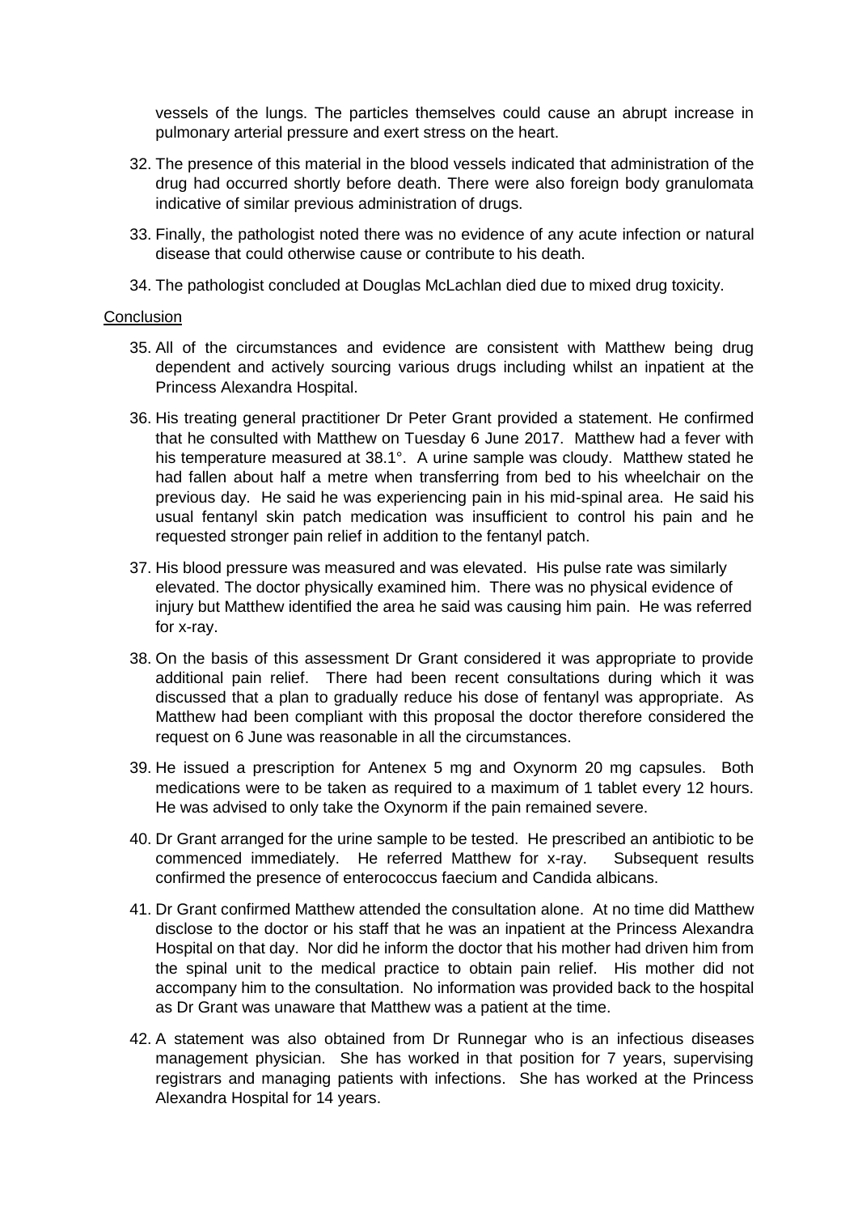vessels of the lungs. The particles themselves could cause an abrupt increase in pulmonary arterial pressure and exert stress on the heart.

32. The presence of this material in the blood vessels indicated that administration of the drug had occurred shortly before death. There were also foreign body granulomata indicative of similar previous administration of drugs.

33. Finally, the pathologist noted there was no evidence of any acute infection or natural disease that could otherwise cause or contribute to his death.

34. The pathologist concluded at Douglas McLachlan died due to mixed drug toxicity.

Conclusion

35. All of the circumstances and evidence are consistent with Matthew being drug dependent and actively sourcing various drugs including whilst an inpatient at the Princess Alexandra Hospital.

36. His treating general practitioner Dr Peter Grant provided a statement. He confirmed that he consulted with Matthew on Tuesday 6 June 2017. Matthew had a fever with his temperature measured at 38.1°. A urine sample was cloudy. Matthew stated he had fallen about half a metre when transferring from bed to his wheelchair on the previous day. He said he was experiencing pain in his mid-spinal area. He said his usual fentanyl skin patch medication was insufficient to control his pain and he requested stronger pain relief in addition to the fentanyl patch.

37. His blood pressure was measured and was elevated. His pulse rate was similarly elevated. The doctor physically examined him. There was no physical evidence of injury but Matthew identified the area he said was causing him pain. He was referred for x-ray.

38. On the basis of this assessment Dr Grant considered it was appropriate to provide additional pain relief. There had been recent consultations during which it was discussed that a plan to gradually reduce his dose of fentanyl was appropriate. As Matthew had been compliant with this proposal the doctor therefore considered the request on 6 June was reasonable in all the circumstances.

39. He issued a prescription for Antenex 5 mg and Oxynorm 20 mg capsules. Both medications were to be taken as required to a maximum of 1 tablet every 12 hours. He was advised to only take the Oxynorm if the pain remained severe.

40. Dr Grant arranged for the urine sample to be tested. He prescribed an antibiotic to be commenced immediately. He referred Matthew for x-ray. Subsequent results confirmed the presence of enterococcus faecium and Candida albicans.

41. Dr Grant confirmed Matthew attended the consultation alone. At no time did Matthew disclose to the doctor or his staff that he was an inpatient at the Princess Alexandra Hospital on that day. Nor did he inform the doctor that his mother had driven him from the spinal unit to the medical practice to obtain pain relief. His mother did not accompany him to the consultation. No information was provided back to the hospital as Dr Grant was unaware that Matthew was a patient at the time.

42. A statement was also obtained from Dr Runnegar who is an infectious diseases management physician. She has worked in that position for 7 years, supervising registrars and managing patients with infections. She has worked at the Princess Alexandra Hospital for 14 years.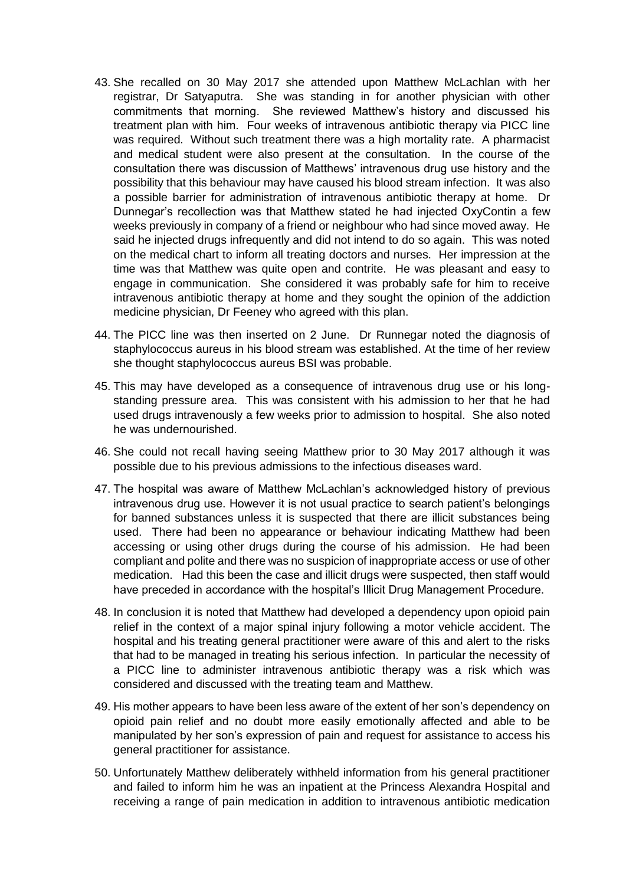43. She recalled on 30 May 2017 she attended upon Matthew McLachlan with her registrar, Dr Satyaputra. She was standing in for another physician with other commitments that morning. She reviewed Matthew's history and discussed his treatment plan with him. Four weeks of intravenous antibiotic therapy via PICC line was required. Without such treatment there was a high mortality rate. A pharmacist and medical student were also present at the consultation. In the course of the consultation there was discussion of Matthews' intravenous drug use history and the possibility that this behaviour may have caused his blood stream infection. It was also a possible barrier for administration of intravenous antibiotic therapy at home. Dr Dunnegar's recollection was that Matthew stated he had injected OxyContin a few weeks previously in company of a friend or neighbour who had since moved away. He said he injected drugs infrequently and did not intend to do so again. This was noted on the medical chart to inform all treating doctors and nurses. Her impression at the time was that Matthew was quite open and contrite. He was pleasant and easy to engage in communication. She considered it was probably safe for him to receive intravenous antibiotic therapy at home and they sought the opinion of the addiction medicine physician, Dr Feeney who agreed with this plan.

44. The PICC line was then inserted on 2 June. Dr Runnegar noted the diagnosis of staphylococcus aureus in his blood stream was established. At the time of her review she thought staphylococcus aureus BSI was probable.

45. This may have developed as a consequence of intravenous drug use or his long-standing pressure area. This was consistent with his admission to her that he had used drugs intravenously a few weeks prior to admission to hospital. She also noted he was undernourished.

46. She could not recall having seeing Matthew prior to 30 May 2017 although it was possible due to his previous admissions to the infectious diseases ward.

47. The hospital was aware of Matthew McLachlan's acknowledged history of previous intravenous drug use. However it is not usual practice to search patient's belongings for banned substances unless it is suspected that there are illicit substances being used. There had been no appearance or behaviour indicating Matthew had been accessing or using other drugs during the course of his admission. He had been compliant and polite and there was no suspicion of inappropriate access or use of other medication. Had this been the case and illicit drugs were suspected, then staff would have preceded in accordance with the hospital's Illicit Drug Management Procedure.

48. In conclusion it is noted that Matthew had developed a dependency upon opioid pain relief in the context of a major spinal injury following a motor vehicle accident. The hospital and his treating general practitioner were aware of this and alert to the risks that had to be managed in treating his serious infection. In particular the necessity of a PICC line to administer intravenous antibiotic therapy was a risk which was considered and discussed with the treating team and Matthew.

49. His mother appears to have been less aware of the extent of her son's dependency on opioid pain relief and no doubt more easily emotionally affected and able to be manipulated by her son's expression of pain and request for assistance to access his general practitioner for assistance.

50. Unfortunately Matthew deliberately withheld information from his general practitioner and failed to inform him he was an inpatient at the Princess Alexandra Hospital and receiving a range of pain medication in addition to intravenous antibiotic medication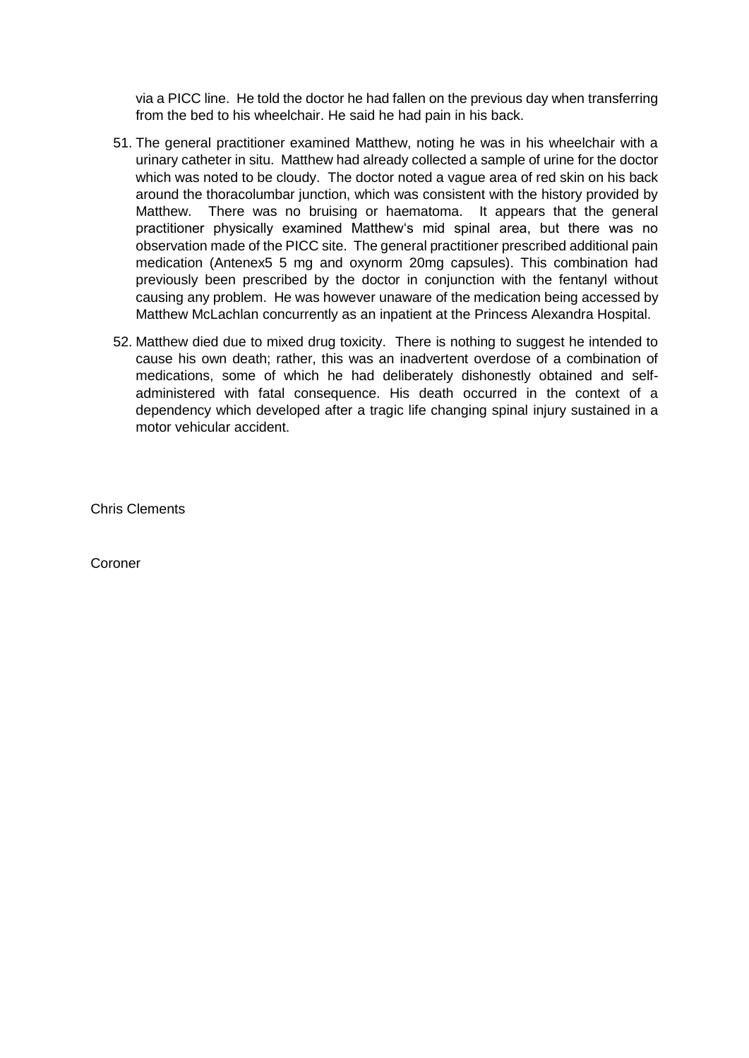via a PICC line. He told the doctor he had fallen on the previous day when transferring from the bed to his wheelchair. He said he had pain in his back.

51. The general practitioner examined Matthew, noting he was in his wheelchair with a urinary catheter in situ. Matthew had already collected a sample of urine for the doctor which was noted to be cloudy. The doctor noted a vague area of red skin on his back around the thoracolumbar junction, which was consistent with the history provided by Matthew. There was no bruising or haematoma. It appears that the general practitioner physically examined Matthew's mid spinal area, but there was no observation made of the PICC site. The general practitioner prescribed additional pain medication (Antenex5 5 mg and oxynorm 20mg capsules). This combination had previously been prescribed by the doctor in conjunction with the fentanyl without causing any problem. He was however unaware of the medication being accessed by Matthew McLachlan concurrently as an inpatient at the Princess Alexandra Hospital.

52. Matthew died due to mixed drug toxicity. There is nothing to suggest he intended to cause his own death; rather, this was an inadvertent overdose of a combination of medications, some of which he had deliberately dishonestly obtained and self-administered with fatal consequence. His death occurred in the context of a dependency which developed after a tragic life changing spinal injury sustained in a motor vehicular accident.

Chris Clements

Coroner